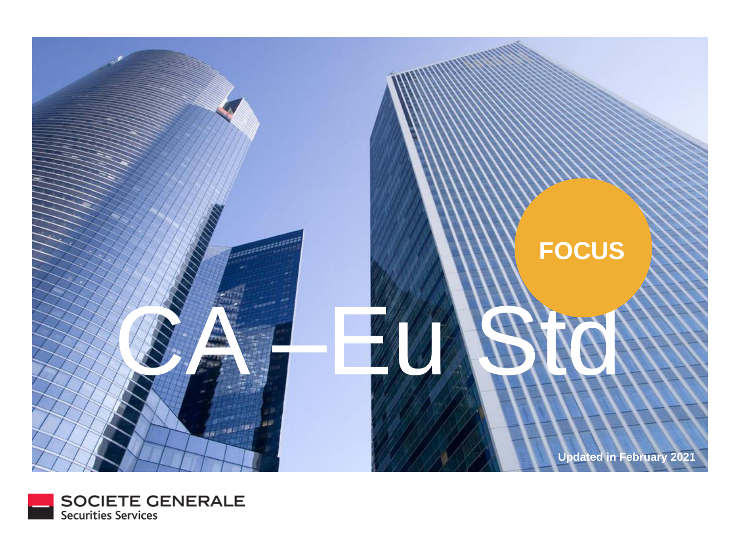FOCUS

# CA –Eu Std

Updated in February 2021

SOCIETE GENERALE
Securities Services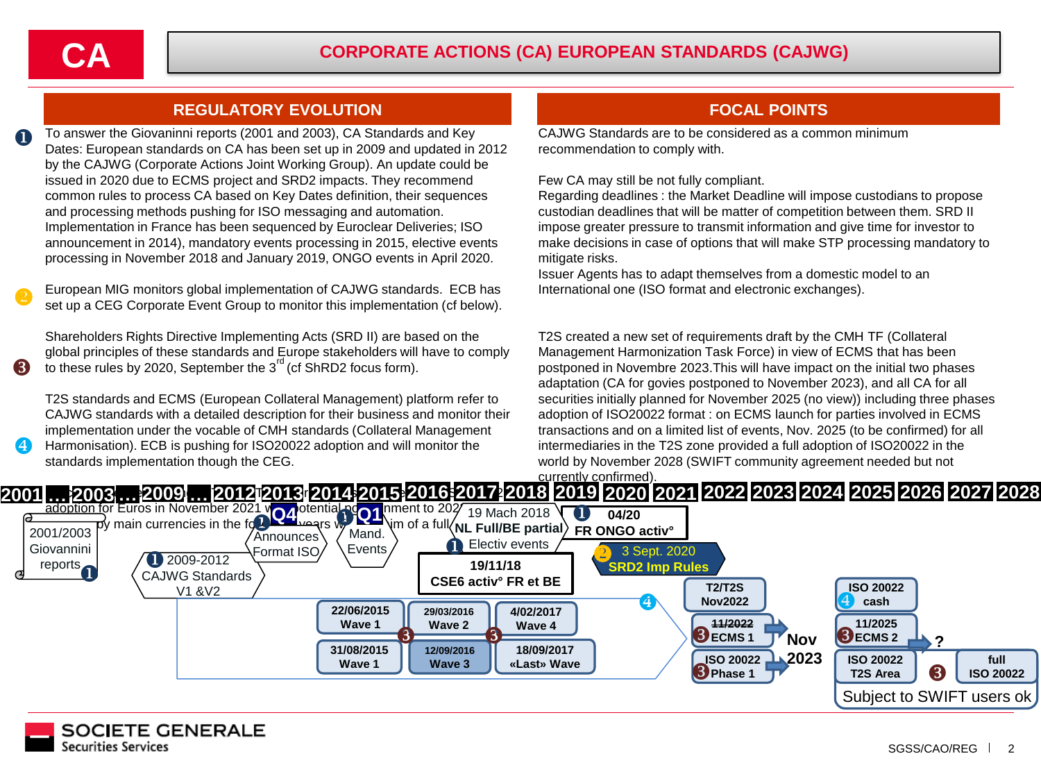# CA

## CORPORATE ACTIONS (CA) EUROPEAN STANDARDS (CAJWG)

### REGULATORY EVOLUTION

❶ To answer the Giovaninni reports (2001 and 2003), CA Standards and Key Dates: European standards on CA has been set up in 2009 and updated in 2012 by the CAJWG (Corporate Actions Joint Working Group). An update could be issued in 2020 due to ECMS project and SRD2 impacts. They recommend common rules to process CA based on Key Dates definition, their sequences and processing methods pushing for ISO messaging and automation. Implementation in France has been sequenced by Euroclear Deliveries; ISO announcement in 2014), mandatory events processing in 2015, elective events processing in November 2018 and January 2019, ONGO events in April 2020.

❷ European MIG monitors global implementation of CAJWG standards. ECB has set up a CEG Corporate Event Group to monitor this implementation (cf below).

❸ Shareholders Rights Directive Implementing Acts (SRD II) are based on the global principles of these standards and Europe stakeholders will have to comply to these rules by 2020, September the 3rd (cf ShRD2 focus form).

❹ T2S standards and ECMS (European Collateral Management) platform refer to CAJWG standards with a detailed description for their business and monitor their implementation under the vocable of CMH standards (Collateral Management Harmonisation). ECB is pushing for ISO20022 adoption and will monitor the standards implementation though the CEG.

### FOCAL POINTS

CAJWG Standards are to be considered as a common minimum recommendation to comply with.

Few CA may still be not fully compliant.
Regarding deadlines : the Market Deadline will impose custodians to propose custodian deadlines that will be matter of competition between them. SRD II impose greater pressure to transmit information and give time for investor to make decisions in case of options that will make STP processing mandatory to mitigate risks.
Issuer Agents has to adapt themselves from a domestic model to an International one (ISO format and electronic exchanges).

T2S created a new set of requirements draft by the CMH TF (Collateral Management Harmonization Task Force) in view of ECMS that has been postponed in Novembre 2023.This will have impact on the initial two phases adaptation (CA for govies postponed to November 2023), and all CA for all securities initially planned for November 2025 (no view)) including three phases adoption of ISO20022 format : on ECMS launch for parties involved in ECMS transactions and on a limited list of events, Nov. 2025 (to be confirmed) for all intermediaries in the T2S zone provided a full adoption of ISO20022 in the world by November 2028 (SWIFT community agreement needed but not currently confirmed).

### Timeline

2001 … 2003 … 2009 … 2012 2013 2014 2015 2016 2017 2018 2019 2020 2021 2022 2023 2024 2025 2026 2027 2028

- 2001/2003 Giovannini reports ❶
- ❶ 2009-2012 CAJWG Standards V1 &V2
- Q4 ❶ Announces Format ISO
- Q1 ❶ Mand. Events
- 22/06/2015 Wave 1
- 31/08/2015 Wave 1
- 29/03/2016 Wave 2 ❸
- 12/09/2016 Wave 3
- 4/02/2017 Wave 4 ❸
- 18/09/2017 «Last» Wave
- 19 Mach 2018 NL Full/BE partial
- ❶ Electiv events
- 19/11/18 CSE6 activ° FR et BE
- ❶ 04/20 FR ONGO activ°
- ❷ 3 Sept. 2020 SRD2 Imp Rules
- ❹ T2/T2S Nov2022
- ❸ ~~11/2022~~ ECMS 1 → Nov 2023
- ❸ ISO 20022 Phase 1 → Nov 2023
- ❹ ISO 20022 cash
- ❸ 11/2025 ECMS 2 → ?
- ISO 20022 T2S Area ❸
- full ISO 20022
- Subject to SWIFT users ok

SOCIETE GENERALE Securities Services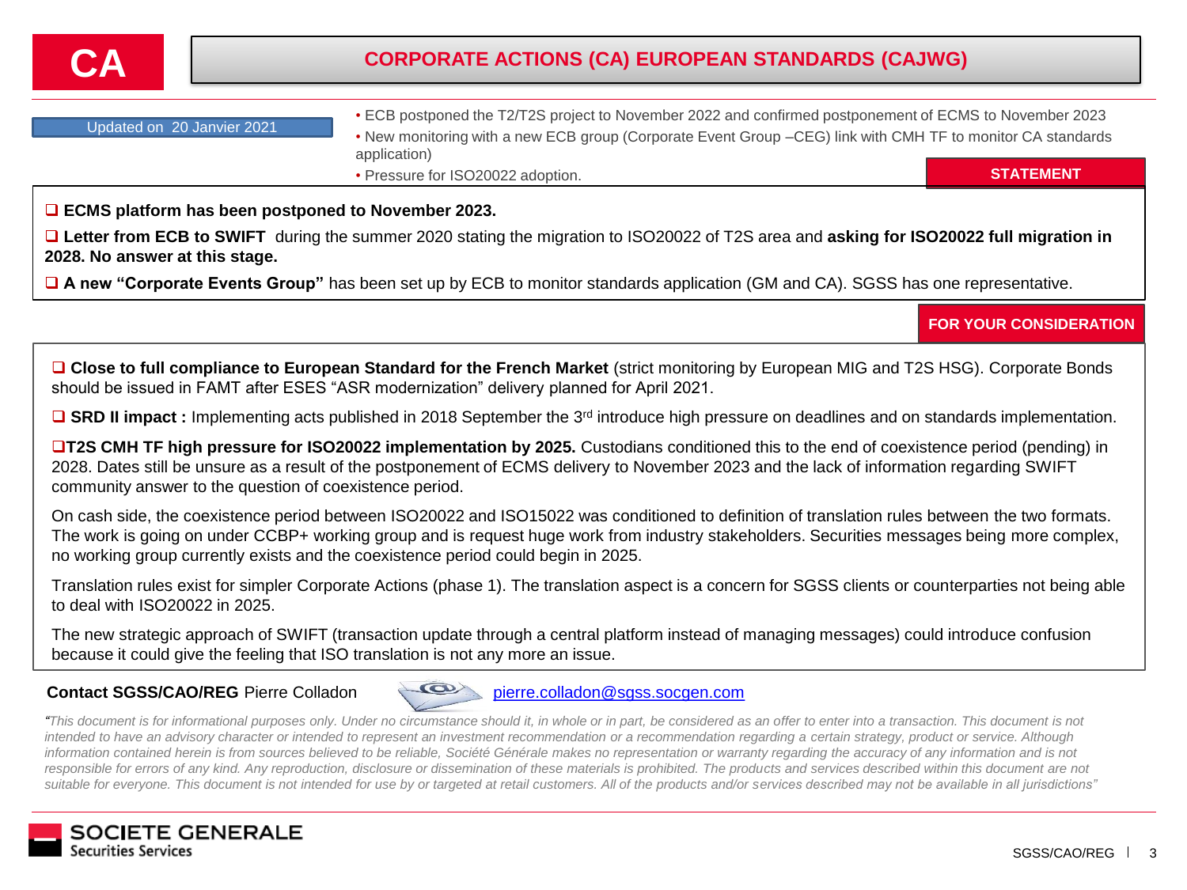# CA — CORPORATE ACTIONS (CA) EUROPEAN STANDARDS (CAJWG)

Updated on 20 Janvier 2021

- ECB postponed the T2/T2S project to November 2022 and confirmed postponement of ECMS to November 2023
- New monitoring with a new ECB group (Corporate Event Group –CEG) link with CMH TF to monitor CA standards application)
- Pressure for ISO20022 adoption.

## STATEMENT

❑ **ECMS platform has been postponed to November 2023.**

❑ **Letter from ECB to SWIFT** during the summer 2020 stating the migration to ISO20022 of T2S area and **asking for ISO20022 full migration in 2028. No answer at this stage.**

❑ **A new "Corporate Events Group"** has been set up by ECB to monitor standards application (GM and CA). SGSS has one representative.

## FOR YOUR CONSIDERATION

❑ **Close to full compliance to European Standard for the French Market** (strict monitoring by European MIG and T2S HSG). Corporate Bonds should be issued in FAMT after ESES "ASR modernization" delivery planned for April 2021.

❑ **SRD II impact :** Implementing acts published in 2018 September the 3rd introduce high pressure on deadlines and on standards implementation.

❑**T2S CMH TF high pressure for ISO20022 implementation by 2025.** Custodians conditioned this to the end of coexistence period (pending) in 2028. Dates still be unsure as a result of the postponement of ECMS delivery to November 2023 and the lack of information regarding SWIFT community answer to the question of coexistence period.

On cash side, the coexistence period between ISO20022 and ISO15022 was conditioned to definition of translation rules between the two formats. The work is going on under CCBP+ working group and is request huge work from industry stakeholders. Securities messages being more complex, no working group currently exists and the coexistence period could begin in 2025.

Translation rules exist for simpler Corporate Actions (phase 1). The translation aspect is a concern for SGSS clients or counterparties not being able to deal with ISO20022 in 2025.

The new strategic approach of SWIFT (transaction update through a central platform instead of managing messages) could introduce confusion because it could give the feeling that ISO translation is not any more an issue.

**Contact SGSS/CAO/REG** Pierre Colladon pierre.colladon@sgss.socgen.com

*"This document is for informational purposes only. Under no circumstance should it, in whole or in part, be considered as an offer to enter into a transaction. This document is not intended to have an advisory character or intended to represent an investment recommendation or a recommendation regarding a certain strategy, product or service. Although information contained herein is from sources believed to be reliable, Société Générale makes no representation or warranty regarding the accuracy of any information and is not responsible for errors of any kind. Any reproduction, disclosure or dissemination of these materials is prohibited. The products and services described within this document are not suitable for everyone. This document is not intended for use by or targeted at retail customers. All of the products and/or services described may not be available in all jurisdictions"*

SOCIETE GENERALE Securities Services